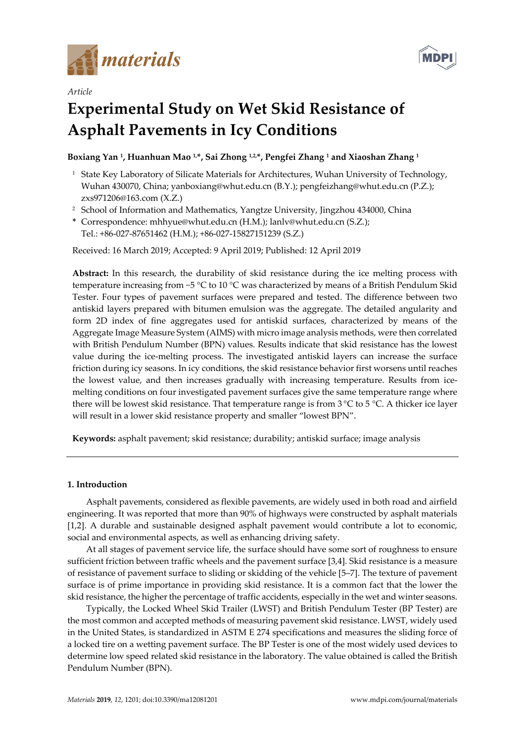Article

# Experimental Study on Wet Skid Resistance of Asphalt Pavements in Icy Conditions

**Boxiang Yan [1], Huanhuan Mao [1,*], Sai Zhong [1,2,*], Pengfei Zhang [1] and Xiaoshan Zhang [1]**

[1] State Key Laboratory of Silicate Materials for Architectures, Wuhan University of Technology, Wuhan 430070, China; yanboxiang@whut.edu.cn (B.Y.); pengfeizhang@whut.edu.cn (P.Z.); zxs971206@163.com (X.Z.)

[2] School of Information and Mathematics, Yangtze University, Jingzhou 434000, China

* Correspondence: mhhyue@whut.edu.cn (H.M.); lanlv@whut.edu.cn (S.Z.); Tel.: +86-027-87651462 (H.M.); +86-027-15827151239 (S.Z.)

Received: 16 March 2019; Accepted: 9 April 2019; Published: 12 April 2019

**Abstract:** In this research, the durability of skid resistance during the ice melting process with temperature increasing from −5 °C to 10 °C was characterized by means of a British Pendulum Skid Tester. Four types of pavement surfaces were prepared and tested. The difference between two antiskid layers prepared with bitumen emulsion was the aggregate. The detailed angularity and form 2D index of fine aggregates used for antiskid surfaces, characterized by means of the Aggregate Image Measure System (AIMS) with micro image analysis methods, were then correlated with British Pendulum Number (BPN) values. Results indicate that skid resistance has the lowest value during the ice-melting process. The investigated antiskid layers can increase the surface friction during icy seasons. In icy conditions, the skid resistance behavior first worsens until reaches the lowest value, and then increases gradually with increasing temperature. Results from ice-melting conditions on four investigated pavement surfaces give the same temperature range where there will be lowest skid resistance. That temperature range is from 3 °C to 5 °C. A thicker ice layer will result in a lower skid resistance property and smaller "lowest BPN".

**Keywords:** asphalt pavement; skid resistance; durability; antiskid surface; image analysis

## 1. Introduction

Asphalt pavements, considered as flexible pavements, are widely used in both road and airfield engineering. It was reported that more than 90% of highways were constructed by asphalt materials [1,2]. A durable and sustainable designed asphalt pavement would contribute a lot to economic, social and environmental aspects, as well as enhancing driving safety.

At all stages of pavement service life, the surface should have some sort of roughness to ensure sufficient friction between traffic wheels and the pavement surface [3,4]. Skid resistance is a measure of resistance of pavement surface to sliding or skidding of the vehicle [5–7]. The texture of pavement surface is of prime importance in providing skid resistance. It is a common fact that the lower the skid resistance, the higher the percentage of traffic accidents, especially in the wet and winter seasons.

Typically, the Locked Wheel Skid Trailer (LWST) and British Pendulum Tester (BP Tester) are the most common and accepted methods of measuring pavement skid resistance. LWST, widely used in the United States, is standardized in ASTM E 274 specifications and measures the sliding force of a locked tire on a wetting pavement surface. The BP Tester is one of the most widely used devices to determine low speed related skid resistance in the laboratory. The value obtained is called the British Pendulum Number (BPN).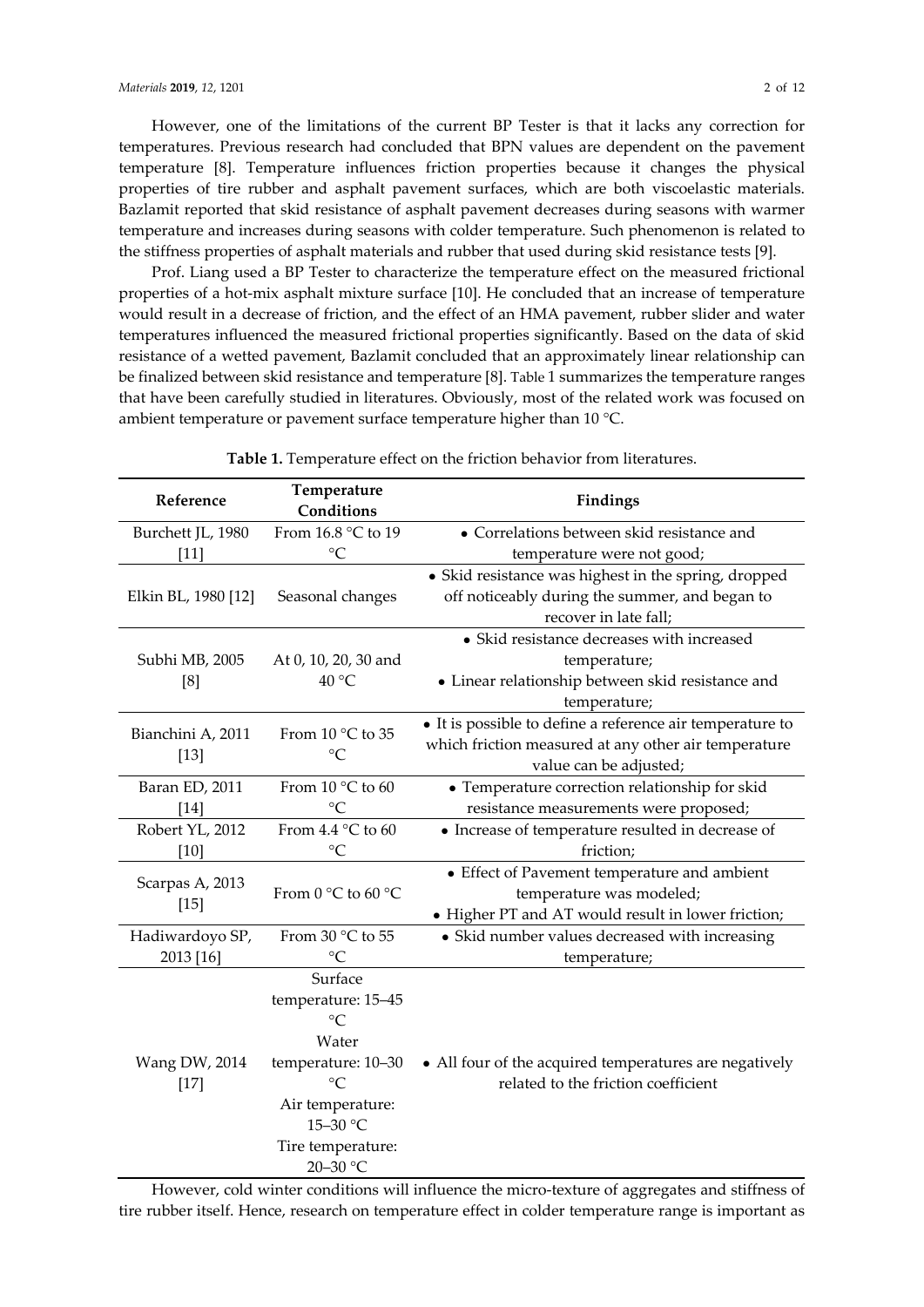However, one of the limitations of the current BP Tester is that it lacks any correction for temperatures. Previous research had concluded that BPN values are dependent on the pavement temperature [8]. Temperature influences friction properties because it changes the physical properties of tire rubber and asphalt pavement surfaces, which are both viscoelastic materials. Bazlamit reported that skid resistance of asphalt pavement decreases during seasons with warmer temperature and increases during seasons with colder temperature. Such phenomenon is related to the stiffness properties of asphalt materials and rubber that used during skid resistance tests [9].

Prof. Liang used a BP Tester to characterize the temperature effect on the measured frictional properties of a hot-mix asphalt mixture surface [10]. He concluded that an increase of temperature would result in a decrease of friction, and the effect of an HMA pavement, rubber slider and water temperatures influenced the measured frictional properties significantly. Based on the data of skid resistance of a wetted pavement, Bazlamit concluded that an approximately linear relationship can be finalized between skid resistance and temperature [8]. Table 1 summarizes the temperature ranges that have been carefully studied in literatures. Obviously, most of the related work was focused on ambient temperature or pavement surface temperature higher than 10 °C.

**Table 1.** Temperature effect on the friction behavior from literatures.

| Reference | Temperature Conditions | Findings |
| --- | --- | --- |
| Burchett JL, 1980 [11] | From 16.8 °C to 19 °C | • Correlations between skid resistance and temperature were not good; |
| Elkin BL, 1980 [12] | Seasonal changes | • Skid resistance was highest in the spring, dropped off noticeably during the summer, and began to recover in late fall; |
| Subhi MB, 2005 [8] | At 0, 10, 20, 30 and 40 °C | • Skid resistance decreases with increased temperature; • Linear relationship between skid resistance and temperature; |
| Bianchini A, 2011 [13] | From 10 °C to 35 °C | • It is possible to define a reference air temperature to which friction measured at any other air temperature value can be adjusted; |
| Baran ED, 2011 [14] | From 10 °C to 60 °C | • Temperature correction relationship for skid resistance measurements were proposed; |
| Robert YL, 2012 [10] | From 4.4 °C to 60 °C | • Increase of temperature resulted in decrease of friction; |
| Scarpas A, 2013 [15] | From 0 °C to 60 °C | • Effect of Pavement temperature and ambient temperature was modeled; • Higher PT and AT would result in lower friction; |
| Hadiwardoyo SP, 2013 [16] | From 30 °C to 55 °C | • Skid number values decreased with increasing temperature; |
| Wang DW, 2014 [17] | Surface temperature: 15–45 °C Water temperature: 10–30 °C Air temperature: 15–30 °C Tire temperature: 20–30 °C | • All four of the acquired temperatures are negatively related to the friction coefficient |

However, cold winter conditions will influence the micro-texture of aggregates and stiffness of tire rubber itself. Hence, research on temperature effect in colder temperature range is important as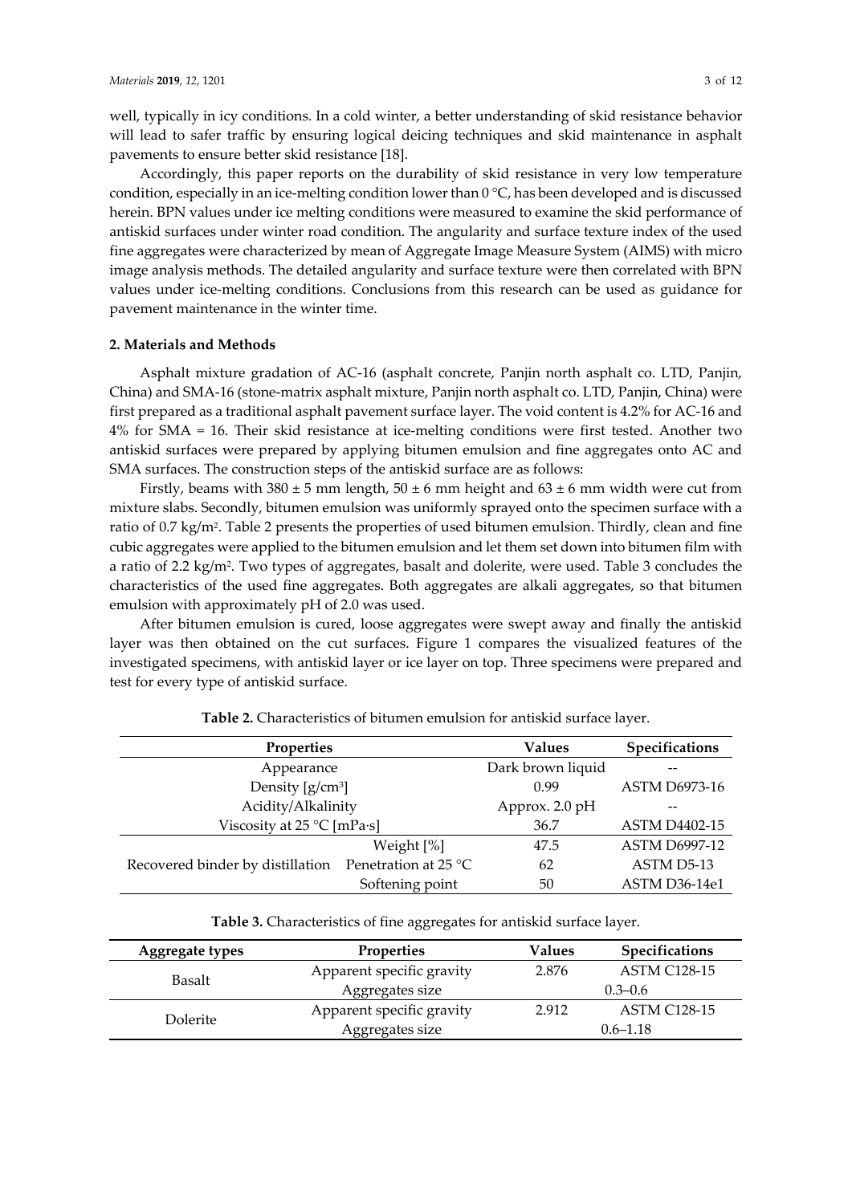well, typically in icy conditions. In a cold winter, a better understanding of skid resistance behavior will lead to safer traffic by ensuring logical deicing techniques and skid maintenance in asphalt pavements to ensure better skid resistance [18].

Accordingly, this paper reports on the durability of skid resistance in very low temperature condition, especially in an ice-melting condition lower than 0 °C, has been developed and is discussed herein. BPN values under ice melting conditions were measured to examine the skid performance of antiskid surfaces under winter road condition. The angularity and surface texture index of the used fine aggregates were characterized by mean of Aggregate Image Measure System (AIMS) with micro image analysis methods. The detailed angularity and surface texture were then correlated with BPN values under ice-melting conditions. Conclusions from this research can be used as guidance for pavement maintenance in the winter time.

## 2. Materials and Methods

Asphalt mixture gradation of AC-16 (asphalt concrete, Panjin north asphalt co. LTD, Panjin, China) and SMA-16 (stone-matrix asphalt mixture, Panjin north asphalt co. LTD, Panjin, China) were first prepared as a traditional asphalt pavement surface layer. The void content is 4.2% for AC-16 and 4% for SMA = 16. Their skid resistance at ice-melting conditions were first tested. Another two antiskid surfaces were prepared by applying bitumen emulsion and fine aggregates onto AC and SMA surfaces. The construction steps of the antiskid surface are as follows:

Firstly, beams with 380 ± 5 mm length, 50 ± 6 mm height and 63 ± 6 mm width were cut from mixture slabs. Secondly, bitumen emulsion was uniformly sprayed onto the specimen surface with a ratio of 0.7 kg/m$^2$. Table 2 presents the properties of used bitumen emulsion. Thirdly, clean and fine cubic aggregates were applied to the bitumen emulsion and let them set down into bitumen film with a ratio of 2.2 kg/m$^2$. Two types of aggregates, basalt and dolerite, were used. Table 3 concludes the characteristics of the used fine aggregates. Both aggregates are alkali aggregates, so that bitumen emulsion with approximately pH of 2.0 was used.

After bitumen emulsion is cured, loose aggregates were swept away and finally the antiskid layer was then obtained on the cut surfaces. Figure 1 compares the visualized features of the investigated specimens, with antiskid layer or ice layer on top. Three specimens were prepared and test for every type of antiskid surface.

**Table 2.** Characteristics of bitumen emulsion for antiskid surface layer.

| Properties | | Values | Specifications |
|---|---|---|---|
| Appearance | | Dark brown liquid | -- |
| Density [g/cm$^3$] | | 0.99 | ASTM D6973-16 |
| Acidity/Alkalinity | | Approx. 2.0 pH | -- |
| Viscosity at 25 °C [mPa·s] | | 36.7 | ASTM D4402-15 |
| Recovered binder by distillation | Weight [%] | 47.5 | ASTM D6997-12 |
| | Penetration at 25 °C | 62 | ASTM D5-13 |
| | Softening point | 50 | ASTM D36-14e1 |

**Table 3.** Characteristics of fine aggregates for antiskid surface layer.

| Aggregate types | Properties | Values | Specifications |
|---|---|---|---|
| Basalt | Apparent specific gravity | 2.876 | ASTM C128-15 |
| | Aggregates size | 0.3–0.6 | |
| Dolerite | Apparent specific gravity | 2.912 | ASTM C128-15 |
| | Aggregates size | 0.6–1.18 | |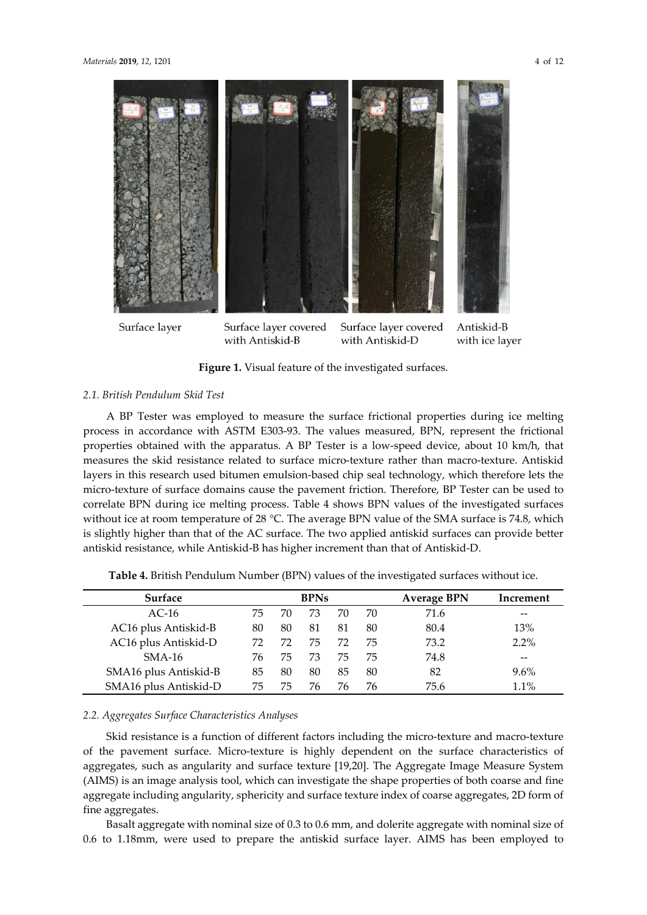Surface layer | Surface layer covered with Antiskid-B | Surface layer covered with Antiskid-D | Antiskid-B with ice layer

**Figure 1.** Visual feature of the investigated surfaces.

### 2.1. British Pendulum Skid Test

A BP Tester was employed to measure the surface frictional properties during ice melting process in accordance with ASTM E303-93. The values measured, BPN, represent the frictional properties obtained with the apparatus. A BP Tester is a low-speed device, about 10 km/h, that measures the skid resistance related to surface micro-texture rather than macro-texture. Antiskid layers in this research used bitumen emulsion-based chip seal technology, which therefore lets the micro-texture of surface domains cause the pavement friction. Therefore, BP Tester can be used to correlate BPN during ice melting process. Table 4 shows BPN values of the investigated surfaces without ice at room temperature of 28 °C. The average BPN value of the SMA surface is 74.8, which is slightly higher than that of the AC surface. The two applied antiskid surfaces can provide better antiskid resistance, while Antiskid-B has higher increment than that of Antiskid-D.

**Table 4.** British Pendulum Number (BPN) values of the investigated surfaces without ice.

| Surface | BPNs | | | | | Average BPN | Increment |
|---|---|---|---|---|---|---|---|
| AC-16 | 75 | 70 | 73 | 70 | 70 | 71.6 | -- |
| AC16 plus Antiskid-B | 80 | 80 | 81 | 81 | 80 | 80.4 | 13% |
| AC16 plus Antiskid-D | 72 | 72 | 75 | 72 | 75 | 73.2 | 2.2% |
| SMA-16 | 76 | 75 | 73 | 75 | 75 | 74.8 | -- |
| SMA16 plus Antiskid-B | 85 | 80 | 80 | 85 | 80 | 82 | 9.6% |
| SMA16 plus Antiskid-D | 75 | 75 | 76 | 76 | 76 | 75.6 | 1.1% |

### 2.2. Aggregates Surface Characteristics Analyses

Skid resistance is a function of different factors including the micro-texture and macro-texture of the pavement surface. Micro-texture is highly dependent on the surface characteristics of aggregates, such as angularity and surface texture [19,20]. The Aggregate Image Measure System (AIMS) is an image analysis tool, which can investigate the shape properties of both coarse and fine aggregate including angularity, sphericity and surface texture index of coarse aggregates, 2D form of fine aggregates.

Basalt aggregate with nominal size of 0.3 to 0.6 mm, and dolerite aggregate with nominal size of 0.6 to 1.18mm, were used to prepare the antiskid surface layer. AIMS has been employed to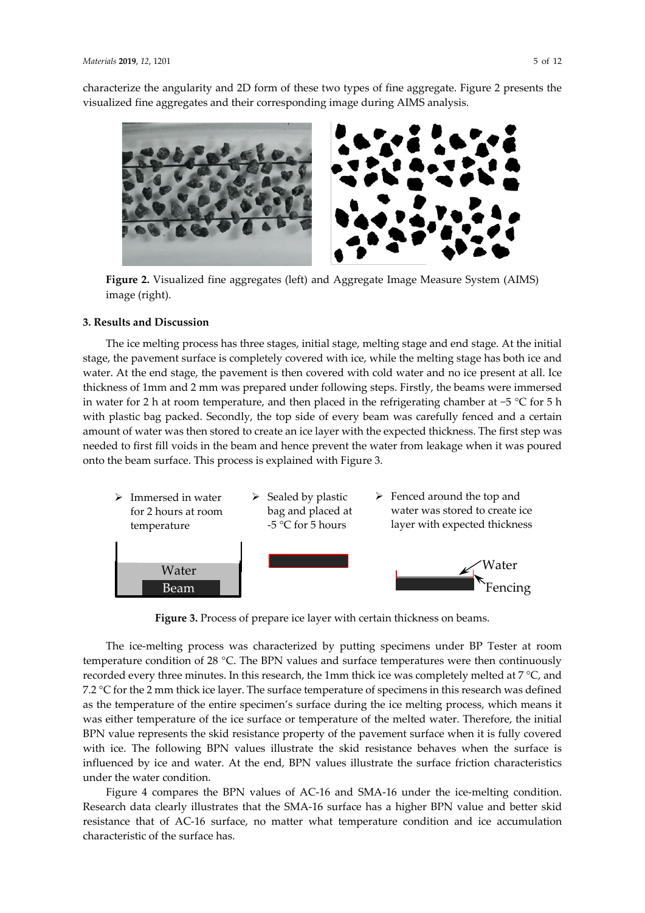characterize the angularity and 2D form of these two types of fine aggregate. Figure 2 presents the visualized fine aggregates and their corresponding image during AIMS analysis.

**Figure 2.** Visualized fine aggregates (left) and Aggregate Image Measure System (AIMS) image (right).

### 3. Results and Discussion

The ice melting process has three stages, initial stage, melting stage and end stage. At the initial stage, the pavement surface is completely covered with ice, while the melting stage has both ice and water. At the end stage, the pavement is then covered with cold water and no ice present at all. Ice thickness of 1mm and 2 mm was prepared under following steps. Firstly, the beams were immersed in water for 2 h at room temperature, and then placed in the refrigerating chamber at −5 °C for 5 h with plastic bag packed. Secondly, the top side of every beam was carefully fenced and a certain amount of water was then stored to create an ice layer with the expected thickness. The first step was needed to first fill voids in the beam and hence prevent the water from leakage when it was poured onto the beam surface. This process is explained with Figure 3.

- Immersed in water for 2 hours at room temperature
- Sealed by plastic bag and placed at -5 °C for 5 hours
- Fenced around the top and water was stored to create ice layer with expected thickness

**Figure 3.** Process of prepare ice layer with certain thickness on beams.

The ice-melting process was characterized by putting specimens under BP Tester at room temperature condition of 28 °C. The BPN values and surface temperatures were then continuously recorded every three minutes. In this research, the 1mm thick ice was completely melted at 7 °C, and 7.2 °C for the 2 mm thick ice layer. The surface temperature of specimens in this research was defined as the temperature of the entire specimen's surface during the ice melting process, which means it was either temperature of the ice surface or temperature of the melted water. Therefore, the initial BPN value represents the skid resistance property of the pavement surface when it is fully covered with ice. The following BPN values illustrate the skid resistance behaves when the surface is influenced by ice and water. At the end, BPN values illustrate the surface friction characteristics under the water condition.

Figure 4 compares the BPN values of AC-16 and SMA-16 under the ice-melting condition. Research data clearly illustrates that the SMA-16 surface has a higher BPN value and better skid resistance that of AC-16 surface, no matter what temperature condition and ice accumulation characteristic of the surface has.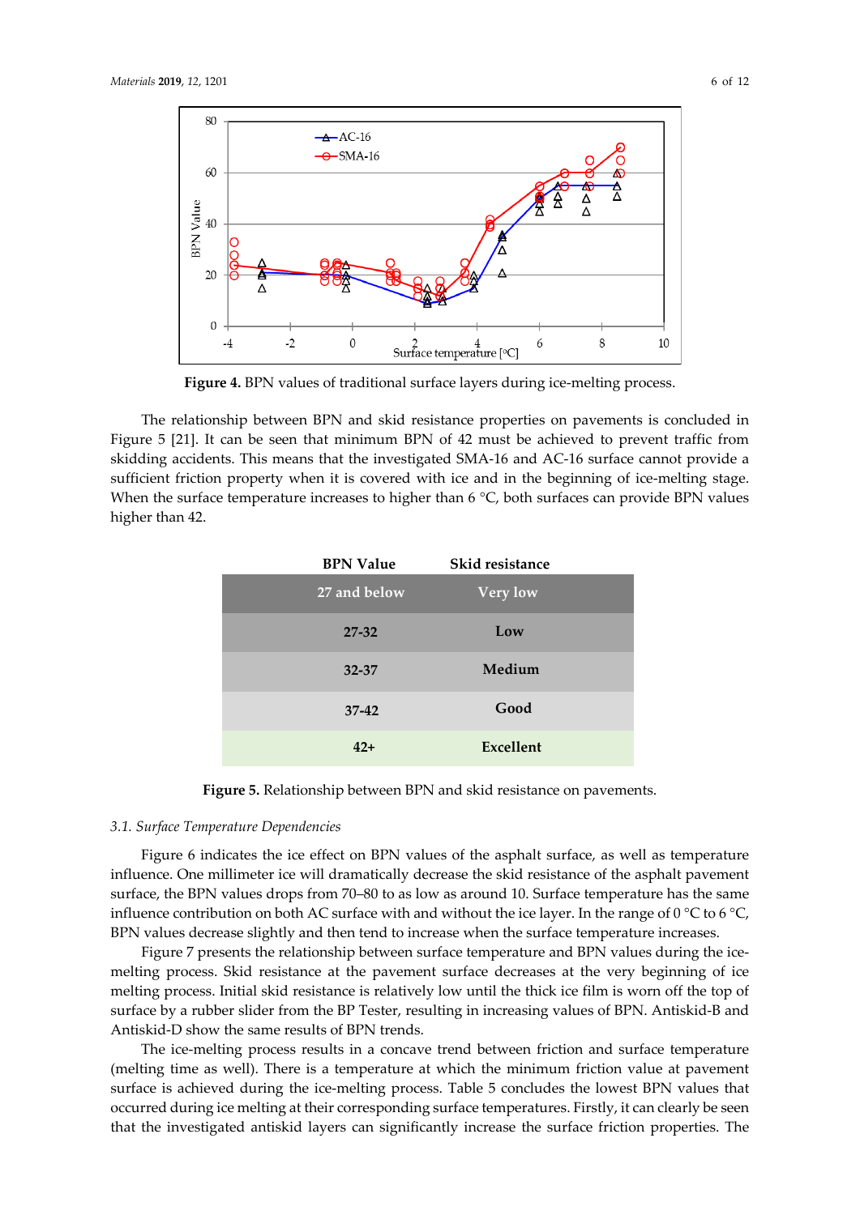**Figure 4.** BPN values of traditional surface layers during ice-melting process.

The relationship between BPN and skid resistance properties on pavements is concluded in Figure 5 [21]. It can be seen that minimum BPN of 42 must be achieved to prevent traffic from skidding accidents. This means that the investigated SMA-16 and AC-16 surface cannot provide a sufficient friction property when it is covered with ice and in the beginning of ice-melting stage. When the surface temperature increases to higher than 6 °C, both surfaces can provide BPN values higher than 42.

| BPN Value | Skid resistance |
| --- | --- |
| 27 and below | Very low |
| 27-32 | Low |
| 32-37 | Medium |
| 37-42 | Good |
| 42+ | Excellent |

**Figure 5.** Relationship between BPN and skid resistance on pavements.

### *3.1. Surface Temperature Dependencies*

Figure 6 indicates the ice effect on BPN values of the asphalt surface, as well as temperature influence. One millimeter ice will dramatically decrease the skid resistance of the asphalt pavement surface, the BPN values drops from 70–80 to as low as around 10. Surface temperature has the same influence contribution on both AC surface with and without the ice layer. In the range of 0 °C to 6 °C, BPN values decrease slightly and then tend to increase when the surface temperature increases.

Figure 7 presents the relationship between surface temperature and BPN values during the ice-melting process. Skid resistance at the pavement surface decreases at the very beginning of ice melting process. Initial skid resistance is relatively low until the thick ice film is worn off the top of surface by a rubber slider from the BP Tester, resulting in increasing values of BPN. Antiskid-B and Antiskid-D show the same results of BPN trends.

The ice-melting process results in a concave trend between friction and surface temperature (melting time as well). There is a temperature at which the minimum friction value at pavement surface is achieved during the ice-melting process. Table 5 concludes the lowest BPN values that occurred during ice melting at their corresponding surface temperatures. Firstly, it can clearly be seen that the investigated antiskid layers can significantly increase the surface friction properties. The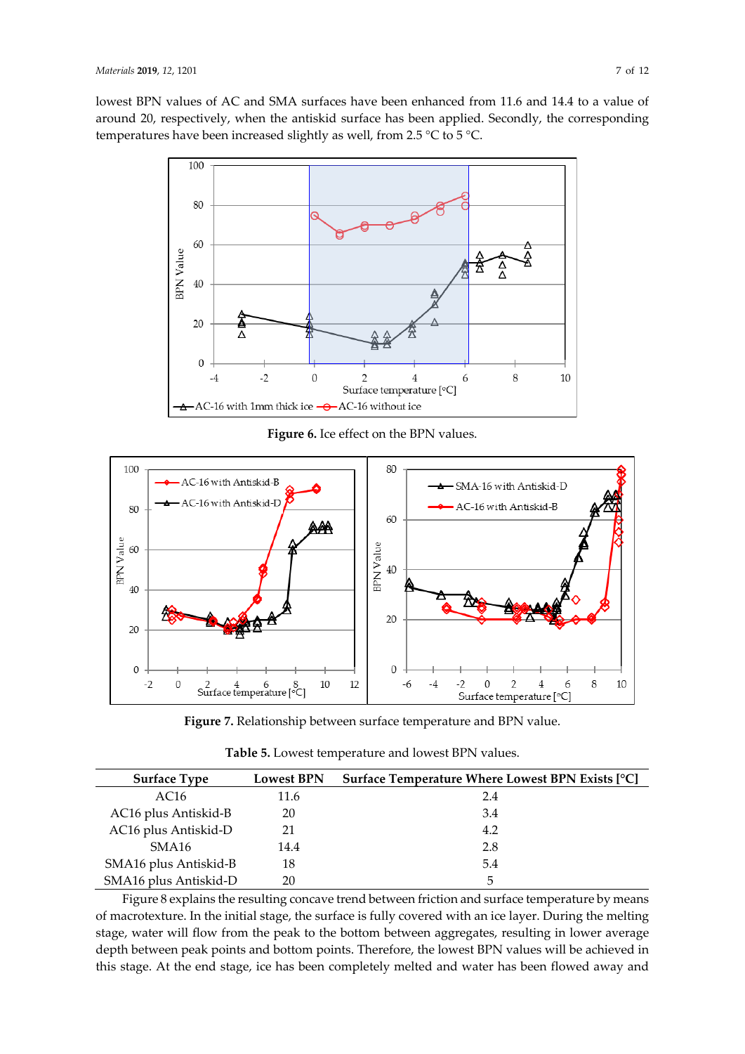lowest BPN values of AC and SMA surfaces have been enhanced from 11.6 and 14.4 to a value of around 20, respectively, when the antiskid surface has been applied. Secondly, the corresponding temperatures have been increased slightly as well, from 2.5 °C to 5 °C.

**Figure 6.** Ice effect on the BPN values.

**Figure 7.** Relationship between surface temperature and BPN value.

**Table 5.** Lowest temperature and lowest BPN values.

| Surface Type | Lowest BPN | Surface Temperature Where Lowest BPN Exists [°C] |
|---|---|---|
| AC16 | 11.6 | 2.4 |
| AC16 plus Antiskid-B | 20 | 3.4 |
| AC16 plus Antiskid-D | 21 | 4.2 |
| SMA16 | 14.4 | 2.8 |
| SMA16 plus Antiskid-B | 18 | 5.4 |
| SMA16 plus Antiskid-D | 20 | 5 |

Figure 8 explains the resulting concave trend between friction and surface temperature by means of macrotexture. In the initial stage, the surface is fully covered with an ice layer. During the melting stage, water will flow from the peak to the bottom between aggregates, resulting in lower average depth between peak points and bottom points. Therefore, the lowest BPN values will be achieved in this stage. At the end stage, ice has been completely melted and water has been flowed away and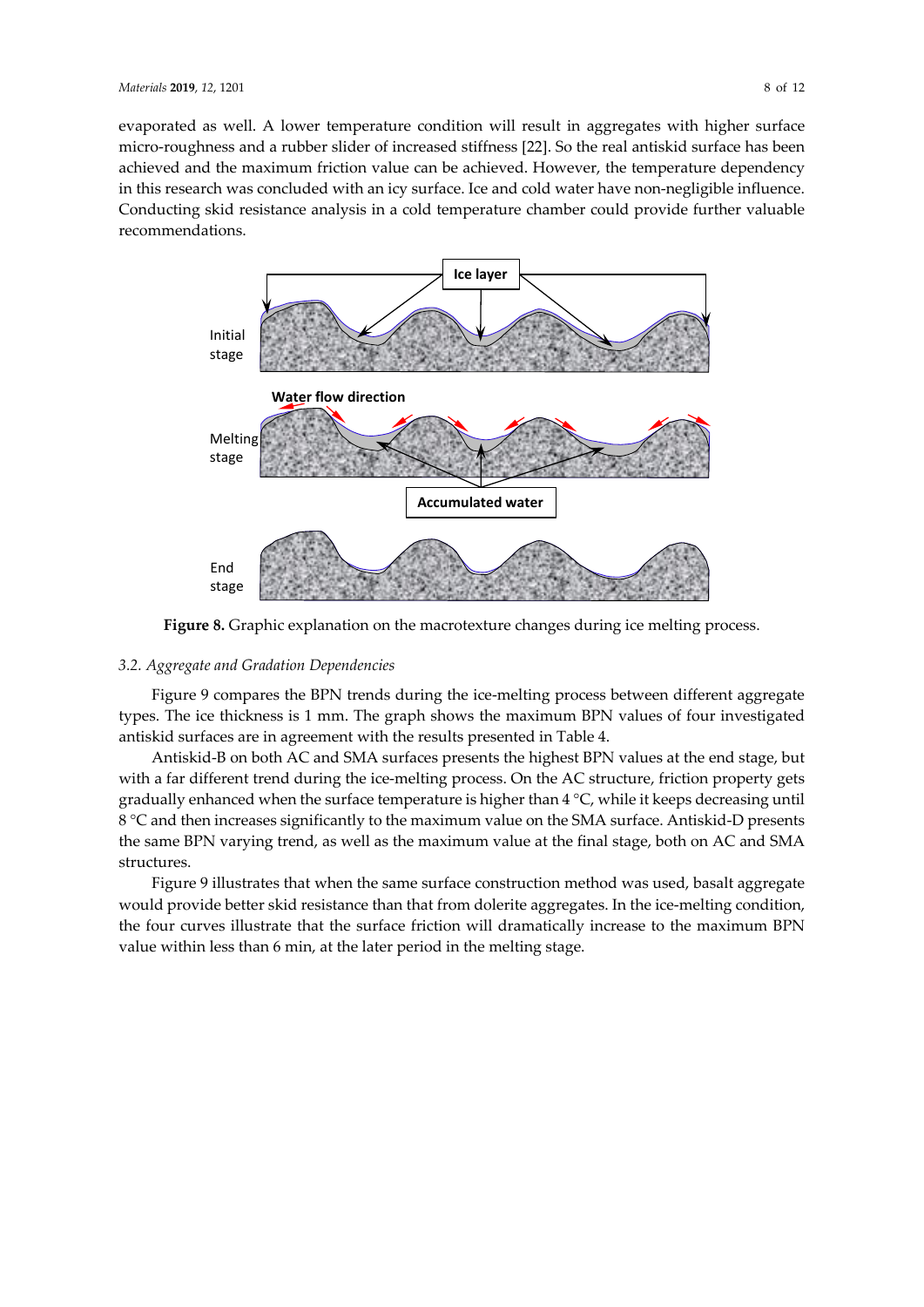evaporated as well. A lower temperature condition will result in aggregates with higher surface micro-roughness and a rubber slider of increased stiffness [22]. So the real antiskid surface has been achieved and the maximum friction value can be achieved. However, the temperature dependency in this research was concluded with an icy surface. Ice and cold water have non-negligible influence. Conducting skid resistance analysis in a cold temperature chamber could provide further valuable recommendations.

**Figure 8.** Graphic explanation on the macrotexture changes during ice melting process.

### *3.2. Aggregate and Gradation Dependencies*

Figure 9 compares the BPN trends during the ice-melting process between different aggregate types. The ice thickness is 1 mm. The graph shows the maximum BPN values of four investigated antiskid surfaces are in agreement with the results presented in Table 4.

Antiskid-B on both AC and SMA surfaces presents the highest BPN values at the end stage, but with a far different trend during the ice-melting process. On the AC structure, friction property gets gradually enhanced when the surface temperature is higher than 4 °C, while it keeps decreasing until 8 °C and then increases significantly to the maximum value on the SMA surface. Antiskid-D presents the same BPN varying trend, as well as the maximum value at the final stage, both on AC and SMA structures.

Figure 9 illustrates that when the same surface construction method was used, basalt aggregate would provide better skid resistance than that from dolerite aggregates. In the ice-melting condition, the four curves illustrate that the surface friction will dramatically increase to the maximum BPN value within less than 6 min, at the later period in the melting stage.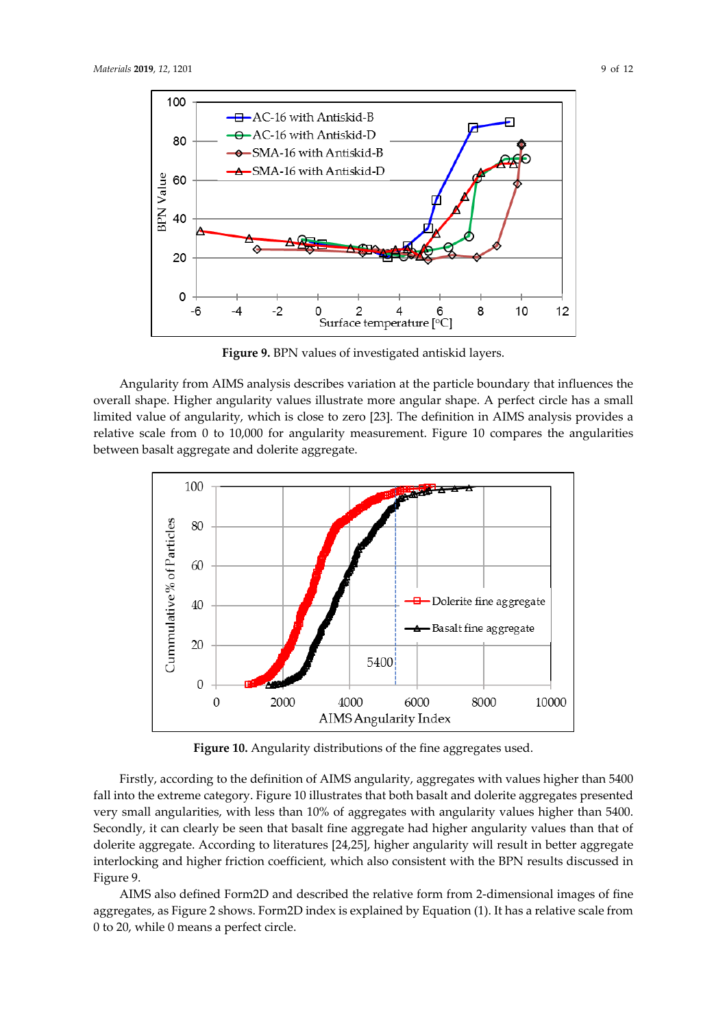**Figure 9.** BPN values of investigated antiskid layers.

Angularity from AIMS analysis describes variation at the particle boundary that influences the overall shape. Higher angularity values illustrate more angular shape. A perfect circle has a small limited value of angularity, which is close to zero [23]. The definition in AIMS analysis provides a relative scale from 0 to 10,000 for angularity measurement. Figure 10 compares the angularities between basalt aggregate and dolerite aggregate.

**Figure 10.** Angularity distributions of the fine aggregates used.

Firstly, according to the definition of AIMS angularity, aggregates with values higher than 5400 fall into the extreme category. Figure 10 illustrates that both basalt and dolerite aggregates presented very small angularities, with less than 10% of aggregates with angularity values higher than 5400. Secondly, it can clearly be seen that basalt fine aggregate had higher angularity values than that of dolerite aggregate. According to literatures [24,25], higher angularity will result in better aggregate interlocking and higher friction coefficient, which also consistent with the BPN results discussed in Figure 9.

AIMS also defined Form2D and described the relative form from 2-dimensional images of fine aggregates, as Figure 2 shows. Form2D index is explained by Equation (1). It has a relative scale from 0 to 20, while 0 means a perfect circle.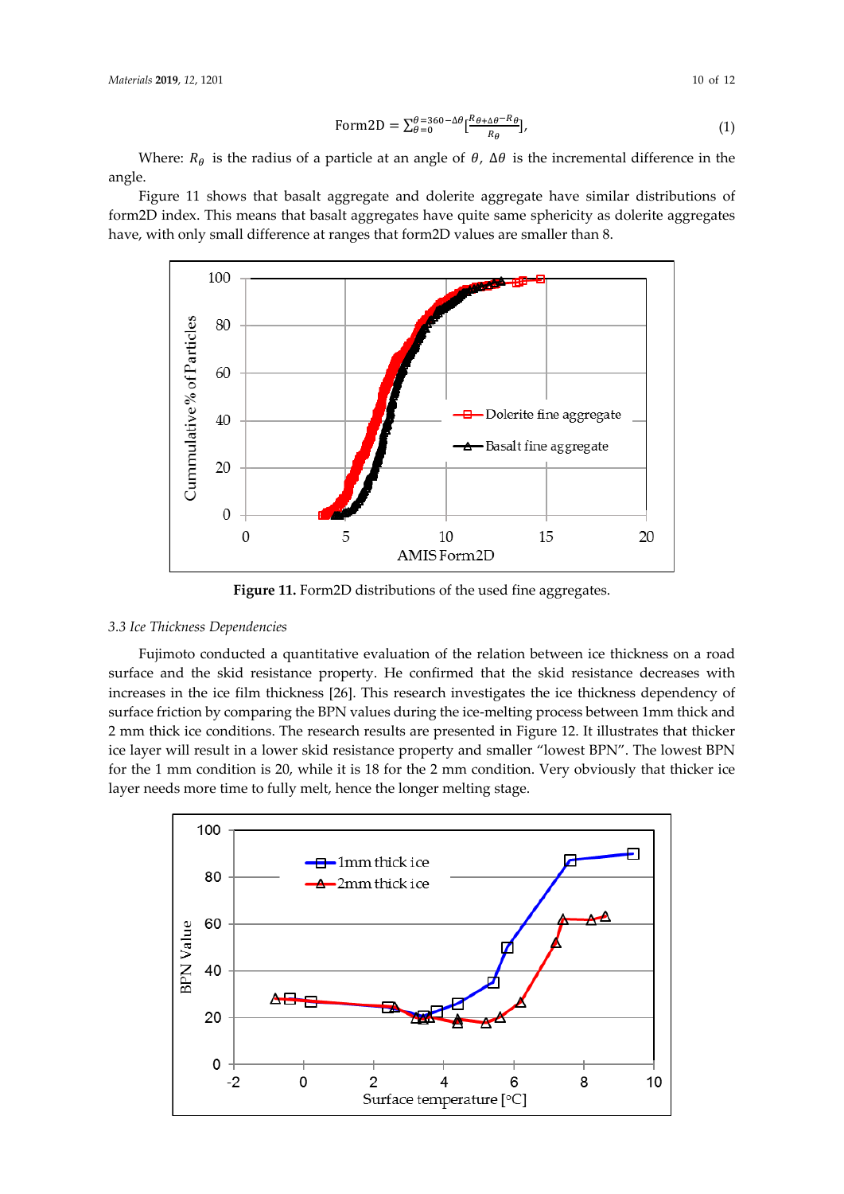$$\text{Form2D} = \sum_{\theta=0}^{\theta=360-\Delta\theta}\left[\frac{R_{\theta+\Delta\theta}-R_{\theta}}{R_{\theta}}\right], \tag{1}$$

Where: $R_\theta$ is the radius of a particle at an angle of $\theta$, $\Delta\theta$ is the incremental difference in the angle.

Figure 11 shows that basalt aggregate and dolerite aggregate have similar distributions of form2D index. This means that basalt aggregates have quite same sphericity as dolerite aggregates have, with only small difference at ranges that form2D values are smaller than 8.

**Figure 11.** Form2D distributions of the used fine aggregates.

*3.3 Ice Thickness Dependencies*

Fujimoto conducted a quantitative evaluation of the relation between ice thickness on a road surface and the skid resistance property. He confirmed that the skid resistance decreases with increases in the ice film thickness [26]. This research investigates the ice thickness dependency of surface friction by comparing the BPN values during the ice-melting process between 1mm thick and 2 mm thick ice conditions. The research results are presented in Figure 12. It illustrates that thicker ice layer will result in a lower skid resistance property and smaller "lowest BPN". The lowest BPN for the 1 mm condition is 20, while it is 18 for the 2 mm condition. Very obviously that thicker ice layer needs more time to fully melt, hence the longer melting stage.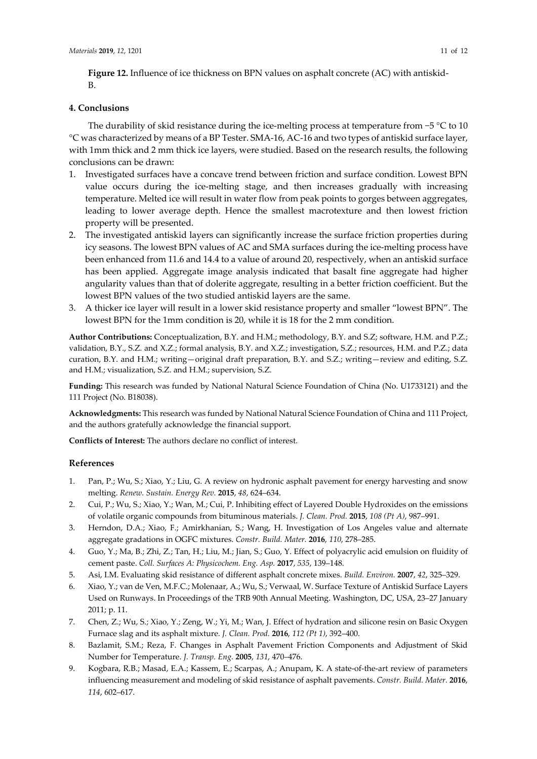**Figure 12.** Influence of ice thickness on BPN values on asphalt concrete (AC) with antiskid-B.

## 4. Conclusions

The durability of skid resistance during the ice-melting process at temperature from −5 °C to 10 °C was characterized by means of a BP Tester. SMA-16, AC-16 and two types of antiskid surface layer, with 1mm thick and 2 mm thick ice layers, were studied. Based on the research results, the following conclusions can be drawn:

1. Investigated surfaces have a concave trend between friction and surface condition. Lowest BPN value occurs during the ice-melting stage, and then increases gradually with increasing temperature. Melted ice will result in water flow from peak points to gorges between aggregates, leading to lower average depth. Hence the smallest macrotexture and then lowest friction property will be presented.
2. The investigated antiskid layers can significantly increase the surface friction properties during icy seasons. The lowest BPN values of AC and SMA surfaces during the ice-melting process have been enhanced from 11.6 and 14.4 to a value of around 20, respectively, when an antiskid surface has been applied. Aggregate image analysis indicated that basalt fine aggregate had higher angularity values than that of dolerite aggregate, resulting in a better friction coefficient. But the lowest BPN values of the two studied antiskid layers are the same.
3. A thicker ice layer will result in a lower skid resistance property and smaller "lowest BPN". The lowest BPN for the 1mm condition is 20, while it is 18 for the 2 mm condition.

**Author Contributions:** Conceptualization, B.Y. and H.M.; methodology, B.Y. and S.Z; software, H.M. and P.Z.; validation, B.Y., S.Z. and X.Z.; formal analysis, B.Y. and X.Z.; investigation, S.Z.; resources, H.M. and P.Z.; data curation, B.Y. and H.M.; writing—original draft preparation, B.Y. and S.Z.; writing—review and editing, S.Z. and H.M.; visualization, S.Z. and H.M.; supervision, S.Z.

**Funding:** This research was funded by National Natural Science Foundation of China (No. U1733121) and the 111 Project (No. B18038).

**Acknowledgments:** This research was funded by National Natural Science Foundation of China and 111 Project, and the authors gratefully acknowledge the financial support.

**Conflicts of Interest:** The authors declare no conflict of interest.

## References

1. Pan, P.; Wu, S.; Xiao, Y.; Liu, G. A review on hydronic asphalt pavement for energy harvesting and snow melting. *Renew. Sustain. Energy Rev.* **2015**, *48*, 624–634.
2. Cui, P.; Wu, S.; Xiao, Y.; Wan, M.; Cui, P. Inhibiting effect of Layered Double Hydroxides on the emissions of volatile organic compounds from bituminous materials. *J. Clean. Prod.* **2015**, *108 (Pt A)*, 987–991.
3. Herndon, D.A.; Xiao, F.; Amirkhanian, S.; Wang, H. Investigation of Los Angeles value and alternate aggregate gradations in OGFC mixtures. *Constr. Build. Mater.* **2016**, *110*, 278–285.
4. Guo, Y.; Ma, B.; Zhi, Z.; Tan, H.; Liu, M.; Jian, S.; Guo, Y. Effect of polyacrylic acid emulsion on fluidity of cement paste. *Coll. Surfaces A: Physicochem. Eng. Asp.* **2017**, *535*, 139–148.
5. Asi, I.M. Evaluating skid resistance of different asphalt concrete mixes. *Build. Environ.* **2007**, *42*, 325–329.
6. Xiao, Y.; van de Ven, M.F.C.; Molenaar, A.; Wu, S.; Verwaal, W. Surface Texture of Antiskid Surface Layers Used on Runways. In Proceedings of the TRB 90th Annual Meeting. Washington, DC, USA, 23–27 January 2011; p. 11.
7. Chen, Z.; Wu, S.; Xiao, Y.; Zeng, W.; Yi, M.; Wan, J. Effect of hydration and silicone resin on Basic Oxygen Furnace slag and its asphalt mixture. *J. Clean. Prod.* **2016**, *112 (Pt 1)*, 392–400.
8. Bazlamit, S.M.; Reza, F. Changes in Asphalt Pavement Friction Components and Adjustment of Skid Number for Temperature. *J. Transp. Eng.* **2005**, *131*, 470–476.
9. Kogbara, R.B.; Masad, E.A.; Kassem, E.; Scarpas, A.; Anupam, K. A state-of-the-art review of parameters influencing measurement and modeling of skid resistance of asphalt pavements. *Constr. Build. Mater.* **2016**, *114*, 602–617.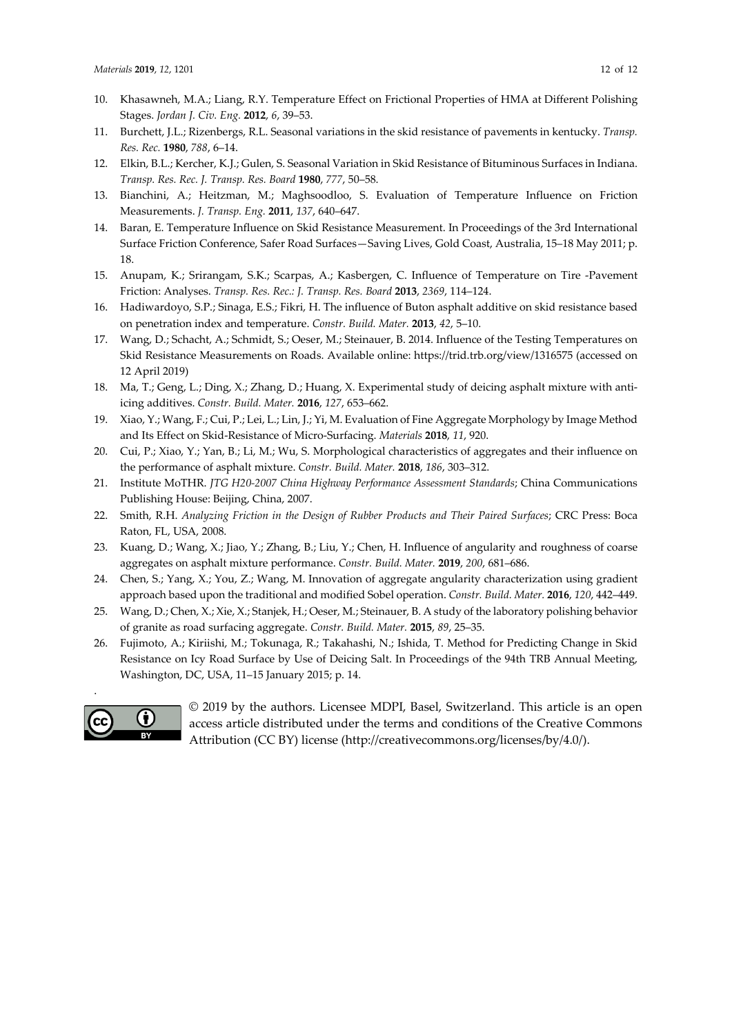10. Khasawneh, M.A.; Liang, R.Y. Temperature Effect on Frictional Properties of HMA at Different Polishing Stages. *Jordan J. Civ. Eng.* **2012**, *6*, 39–53.
11. Burchett, J.L.; Rizenbergs, R.L. Seasonal variations in the skid resistance of pavements in kentucky. *Transp. Res. Rec.* **1980**, *788*, 6–14.
12. Elkin, B.L.; Kercher, K.J.; Gulen, S. Seasonal Variation in Skid Resistance of Bituminous Surfaces in Indiana. *Transp. Res. Rec. J. Transp. Res. Board* **1980**, *777*, 50–58.
13. Bianchini, A.; Heitzman, M.; Maghsoodloo, S. Evaluation of Temperature Influence on Friction Measurements. *J. Transp. Eng.* **2011**, *137*, 640–647.
14. Baran, E. Temperature Influence on Skid Resistance Measurement. In Proceedings of the 3rd International Surface Friction Conference, Safer Road Surfaces—Saving Lives, Gold Coast, Australia, 15–18 May 2011; p. 18.
15. Anupam, K.; Srirangam, S.K.; Scarpas, A.; Kasbergen, C. Influence of Temperature on Tire -Pavement Friction: Analyses. *Transp. Res. Rec.: J. Transp. Res. Board* **2013**, *2369*, 114–124.
16. Hadiwardoyo, S.P.; Sinaga, E.S.; Fikri, H. The influence of Buton asphalt additive on skid resistance based on penetration index and temperature. *Constr. Build. Mater.* **2013**, *42*, 5–10.
17. Wang, D.; Schacht, A.; Schmidt, S.; Oeser, M.; Steinauer, B. 2014. Influence of the Testing Temperatures on Skid Resistance Measurements on Roads. Available online: https://trid.trb.org/view/1316575 (accessed on 12 April 2019)
18. Ma, T.; Geng, L.; Ding, X.; Zhang, D.; Huang, X. Experimental study of deicing asphalt mixture with anti-icing additives. *Constr. Build. Mater.* **2016**, *127*, 653–662.
19. Xiao, Y.; Wang, F.; Cui, P.; Lei, L.; Lin, J.; Yi, M. Evaluation of Fine Aggregate Morphology by Image Method and Its Effect on Skid-Resistance of Micro-Surfacing. *Materials* **2018**, *11*, 920.
20. Cui, P.; Xiao, Y.; Yan, B.; Li, M.; Wu, S. Morphological characteristics of aggregates and their influence on the performance of asphalt mixture. *Constr. Build. Mater.* **2018**, *186*, 303–312.
21. Institute MoTHR. *JTG H20-2007 China Highway Performance Assessment Standards*; China Communications Publishing House: Beijing, China, 2007.
22. Smith, R.H. *Analyzing Friction in the Design of Rubber Products and Their Paired Surfaces*; CRC Press: Boca Raton, FL, USA, 2008.
23. Kuang, D.; Wang, X.; Jiao, Y.; Zhang, B.; Liu, Y.; Chen, H. Influence of angularity and roughness of coarse aggregates on asphalt mixture performance. *Constr. Build. Mater.* **2019**, *200*, 681–686.
24. Chen, S.; Yang, X.; You, Z.; Wang, M. Innovation of aggregate angularity characterization using gradient approach based upon the traditional and modified Sobel operation. *Constr. Build. Mater.* **2016**, *120*, 442–449.
25. Wang, D.; Chen, X.; Xie, X.; Stanjek, H.; Oeser, M.; Steinauer, B. A study of the laboratory polishing behavior of granite as road surfacing aggregate. *Constr. Build. Mater.* **2015**, *89*, 25–35.
26. Fujimoto, A.; Kiriishi, M.; Tokunaga, R.; Takahashi, N.; Ishida, T. Method for Predicting Change in Skid Resistance on Icy Road Surface by Use of Deicing Salt. In Proceedings of the 94th TRB Annual Meeting, Washington, DC, USA, 11–15 January 2015; p. 14.

© 2019 by the authors. Licensee MDPI, Basel, Switzerland. This article is an open access article distributed under the terms and conditions of the Creative Commons Attribution (CC BY) license (http://creativecommons.org/licenses/by/4.0/).